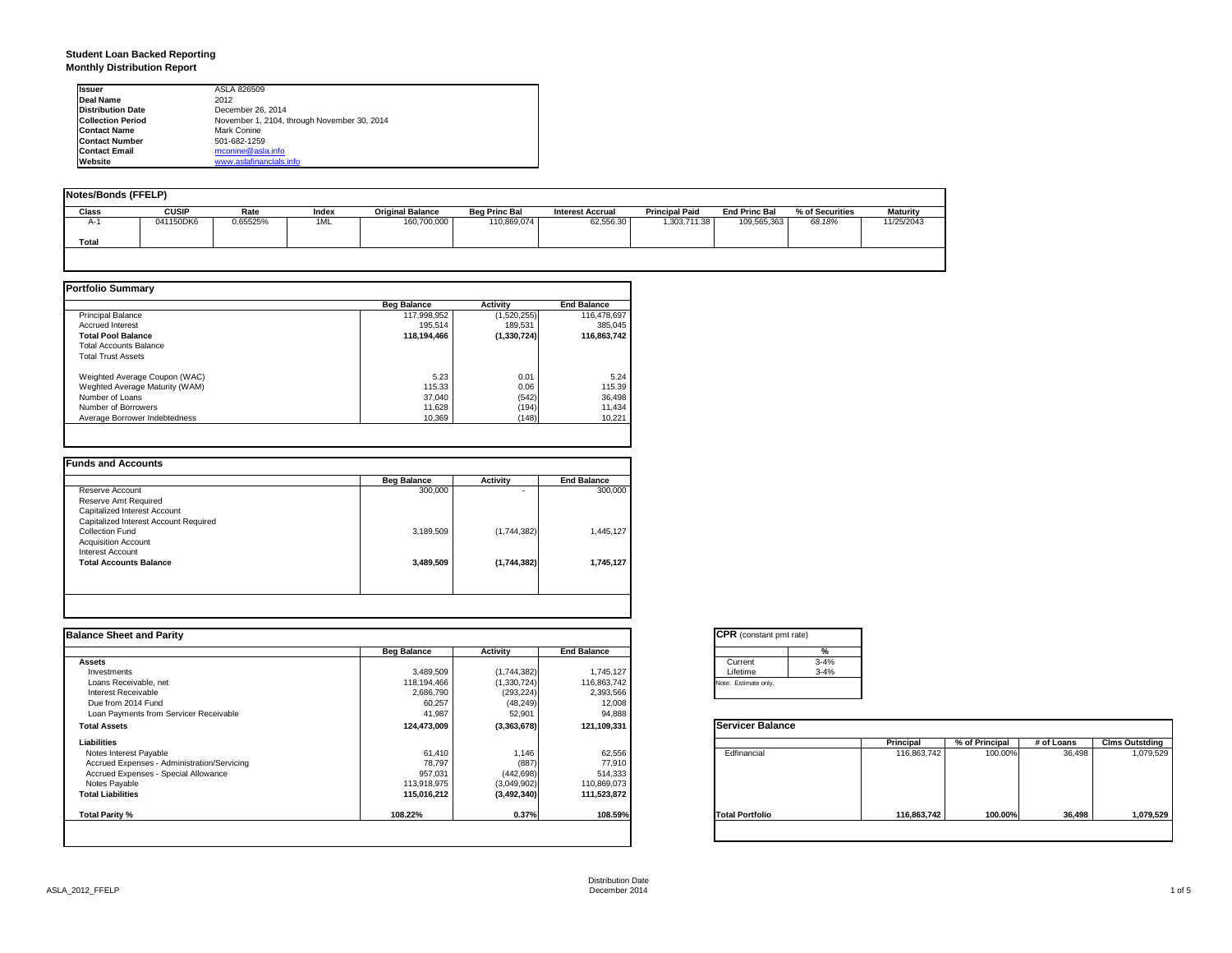**Student Loan Backed Reporting**
**Monthly Distribution Report**

| | |
|---|---|
| **Issuer** | ASLA 826509 |
| **Deal Name** | 2012 |
| **Distribution Date** | December 26, 2014 |
| **Collection Period** | November 1, 2104, through November 30, 2014 |
| **Contact Name** | Mark Conine |
| **Contact Number** | 501-682-1259 |
| **Contact Email** | mconine@asla.info |
| **Website** | www.aslafinancials.info |

**Notes/Bonds (FFELP)**

| Class | CUSIP | Rate | Index | Original Balance | Beg Princ Bal | Interest Accrual | Principal Paid | End Princ Bal | % of Securities | Maturity |
|---|---|---|---|---|---|---|---|---|---|---|
| A-1 | 041150DK6 | 0.65525% | 1ML | 160,700,000 | 110,869,074 | 62,556.30 | 1,303,711.38 | 109,565,363 | 68.18% | 11/25/2043 |
| **Total** | | | | | | | | | | |

**Portfolio Summary**

| | Beg Balance | Activity | End Balance |
|---|---|---|---|
| Principal Balance | 117,998,952 | (1,520,255) | 116,478,697 |
| Accrued Interest | 195,514 | 189,531 | 385,045 |
| **Total Pool Balance** | **118,194,466** | **(1,330,724)** | **116,863,742** |
| Total Accounts Balance | | | |
| Total Trust Assets | | | |
| Weighted Average Coupon (WAC) | 5.23 | 0.01 | 5.24 |
| Weghted Average Maturity (WAM) | 115.33 | 0.06 | 115.39 |
| Number of Loans | 37,040 | (542) | 36,498 |
| Number of Borrowers | 11,628 | (194) | 11,434 |
| Average Borrower Indebtedness | 10,369 | (148) | 10,221 |

**Funds and Accounts**

| | Beg Balance | Activity | End Balance |
|---|---|---|---|
| Reserve Account | 300,000 | - | 300,000 |
| Reserve Amt Required | | | |
| Capitalized Interest Account | | | |
| Capitalized Interest Account Required | | | |
| Collection Fund | 3,189,509 | (1,744,382) | 1,445,127 |
| Acquisition Account | | | |
| Interest Account | | | |
| **Total Accounts Balance** | **3,489,509** | **(1,744,382)** | **1,745,127** |

**Balance Sheet and Parity**

| | Beg Balance | Activity | End Balance |
|---|---|---|---|
| **Assets** | | | |
| Investments | 3,489,509 | (1,744,382) | 1,745,127 |
| Loans Receivable, net | 118,194,466 | (1,330,724) | 116,863,742 |
| Interest Receivable | 2,686,790 | (293,224) | 2,393,566 |
| Due from 2014 Fund | 60,257 | (48,249) | 12,008 |
| Loan Payments from Servicer Receivable | 41,987 | 52,901 | 94,888 |
| **Total Assets** | **124,473,009** | **(3,363,678)** | **121,109,331** |
| **Liabilities** | | | |
| Notes Interest Payable | 61,410 | 1,146 | 62,556 |
| Accrued Expenses - Administration/Servicing | 78,797 | (887) | 77,910 |
| Accrued Expenses - Special Allowance | 957,031 | (442,698) | 514,333 |
| Notes Payable | 113,918,975 | (3,049,902) | 110,869,073 |
| **Total Liabilities** | **115,016,212** | **(3,492,340)** | **111,523,872** |
| **Total Parity %** | **108.22%** | **0.37%** | **108.59%** |

**CPR** (constant pmt rate)

| | % |
|---|---|
| Current | 3-4% |
| Lifetime | 3-4% |

Note: Estimate only.

**Servicer Balance**

| | Principal | % of Principal | # of Loans | Clms Outstding |
|---|---|---|---|---|
| Edfinancial | 116,863,742 | 100.00% | 36,498 | 1,079,529 |
| **Total Portfolio** | **116,863,742** | **100.00%** | **36,498** | **1,079,529** |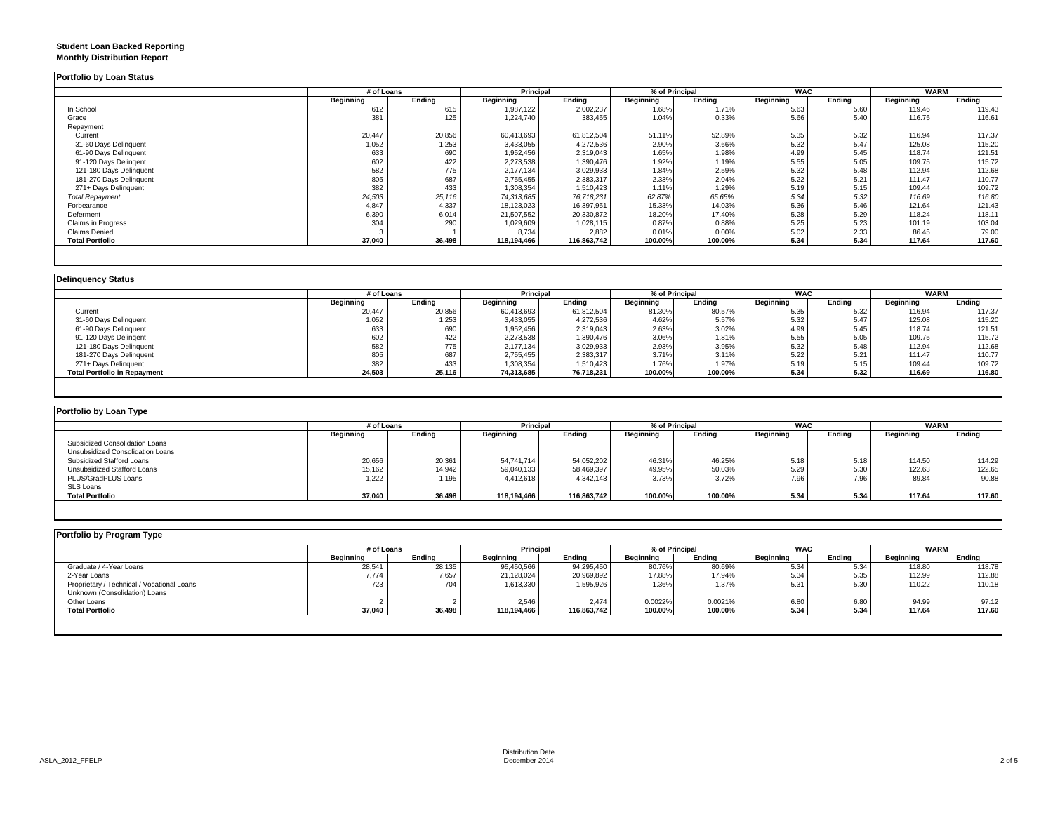**Student Loan Backed Reporting**
**Monthly Distribution Report**

## Portfolio by Loan Status

| | # of Loans | | Principal | | % of Principal | | WAC | | WARM | |
|---|---|---|---|---|---|---|---|---|---|---|
| | Beginning | Ending | Beginning | Ending | Beginning | Ending | Beginning | Ending | Beginning | Ending |
| In School | 612 | 615 | 1,987,122 | 2,002,237 | 1.68% | 1.71% | 5.63 | 5.60 | 119.46 | 119.43 |
| Grace | 381 | 125 | 1,224,740 | 383,455 | 1.04% | 0.33% | 5.66 | 5.40 | 116.75 | 116.61 |
| Repayment | | | | | | | | | | |
| Current | 20,447 | 20,856 | 60,413,693 | 61,812,504 | 51.11% | 52.89% | 5.35 | 5.32 | 116.94 | 117.37 |
| 31-60 Days Delinquent | 1,052 | 1,253 | 3,433,055 | 4,272,536 | 2.90% | 3.66% | 5.32 | 5.47 | 125.08 | 115.20 |
| 61-90 Days Delinquent | 633 | 690 | 1,952,456 | 2,319,043 | 1.65% | 1.98% | 4.99 | 5.45 | 118.74 | 121.51 |
| 91-120 Days Delingent | 602 | 422 | 2,273,538 | 1,390,476 | 1.92% | 1.19% | 5.55 | 5.05 | 109.75 | 115.72 |
| 121-180 Days Delinquent | 582 | 775 | 2,177,134 | 3,029,933 | 1.84% | 2.59% | 5.32 | 5.48 | 112.94 | 112.68 |
| 181-270 Days Delinquent | 805 | 687 | 2,755,455 | 2,383,317 | 2.33% | 2.04% | 5.22 | 5.21 | 111.47 | 110.77 |
| 271+ Days Delinquent | 382 | 433 | 1,308,354 | 1,510,423 | 1.11% | 1.29% | 5.19 | 5.15 | 109.44 | 109.72 |
| *Total Repayment* | *24,503* | *25,116* | *74,313,685* | *76,718,231* | *62.87%* | *65.65%* | *5.34* | *5.32* | *116.69* | *116.80* |
| Forbearance | 4,847 | 4,337 | 18,123,023 | 16,397,951 | 15.33% | 14.03% | 5.36 | 5.46 | 121.64 | 121.43 |
| Deferment | 6,390 | 6,014 | 21,507,552 | 20,330,872 | 18.20% | 17.40% | 5.28 | 5.29 | 118.24 | 118.11 |
| Claims in Progress | 304 | 290 | 1,029,609 | 1,028,115 | 0.87% | 0.88% | 5.25 | 5.23 | 101.19 | 103.04 |
| Claims Denied | 3 | 1 | 8,734 | 2,882 | 0.01% | 0.00% | 5.02 | 2.33 | 86.45 | 79.00 |
| **Total Portfolio** | **37,040** | **36,498** | **118,194,466** | **116,863,742** | **100.00%** | **100.00%** | **5.34** | **5.34** | **117.64** | **117.60** |

## Delinquency Status

| | # of Loans | | Principal | | % of Principal | | WAC | | WARM | |
|---|---|---|---|---|---|---|---|---|---|---|
| | Beginning | Ending | Beginning | Ending | Beginning | Ending | Beginning | Ending | Beginning | Ending |
| Current | 20,447 | 20,856 | 60,413,693 | 61,812,504 | 81.30% | 80.57% | 5.35 | 5.32 | 116.94 | 117.37 |
| 31-60 Days Delinquent | 1,052 | 1,253 | 3,433,055 | 4,272,536 | 4.62% | 5.57% | 5.32 | 5.47 | 125.08 | 115.20 |
| 61-90 Days Delinquent | 633 | 690 | 1,952,456 | 2,319,043 | 2.63% | 3.02% | 4.99 | 5.45 | 118.74 | 121.51 |
| 91-120 Days Delingent | 602 | 422 | 2,273,538 | 1,390,476 | 3.06% | 1.81% | 5.55 | 5.05 | 109.75 | 115.72 |
| 121-180 Days Delinquent | 582 | 775 | 2,177,134 | 3,029,933 | 2.93% | 3.95% | 5.32 | 5.48 | 112.94 | 112.68 |
| 181-270 Days Delinquent | 805 | 687 | 2,755,455 | 2,383,317 | 3.71% | 3.11% | 5.22 | 5.21 | 111.47 | 110.77 |
| 271+ Days Delinquent | 382 | 433 | 1,308,354 | 1,510,423 | 1.76% | 1.97% | 5.19 | 5.15 | 109.44 | 109.72 |
| **Total Portfolio in Repayment** | **24,503** | **25,116** | **74,313,685** | **76,718,231** | **100.00%** | **100.00%** | **5.34** | **5.32** | **116.69** | **116.80** |

## Portfolio by Loan Type

| | # of Loans | | Principal | | % of Principal | | WAC | | WARM | |
|---|---|---|---|---|---|---|---|---|---|---|
| | Beginning | Ending | Beginning | Ending | Beginning | Ending | Beginning | Ending | Beginning | Ending |
| Subsidized Consolidation Loans | | | | | | | | | | |
| Unsubsidized Consolidation Loans | | | | | | | | | | |
| Subsidized Stafford Loans | 20,656 | 20,361 | 54,741,714 | 54,052,202 | 46.31% | 46.25% | 5.18 | 5.18 | 114.50 | 114.29 |
| Unsubsidized Stafford Loans | 15,162 | 14,942 | 59,040,133 | 58,469,397 | 49.95% | 50.03% | 5.29 | 5.30 | 122.63 | 122.65 |
| PLUS/GradPLUS Loans | 1,222 | 1,195 | 4,412,618 | 4,342,143 | 3.73% | 3.72% | 7.96 | 7.96 | 89.84 | 90.88 |
| SLS Loans | | | | | | | | | | |
| **Total Portfolio** | **37,040** | **36,498** | **118,194,466** | **116,863,742** | **100.00%** | **100.00%** | **5.34** | **5.34** | **117.64** | **117.60** |

## Portfolio by Program Type

| | # of Loans | | Principal | | % of Principal | | WAC | | WARM | |
|---|---|---|---|---|---|---|---|---|---|---|
| | Beginning | Ending | Beginning | Ending | Beginning | Ending | Beginning | Ending | Beginning | Ending |
| Graduate / 4-Year Loans | 28,541 | 28,135 | 95,450,566 | 94,295,450 | 80.76% | 80.69% | 5.34 | 5.34 | 118.80 | 118.78 |
| 2-Year Loans | 7,774 | 7,657 | 21,128,024 | 20,969,892 | 17.88% | 17.94% | 5.34 | 5.35 | 112.99 | 112.88 |
| Proprietary / Technical / Vocational Loans | 723 | 704 | 1,613,330 | 1,595,926 | 1.36% | 1.37% | 5.31 | 5.30 | 110.22 | 110.18 |
| Unknown (Consolidation) Loans | | | | | | | | | | |
| Other Loans | 2 | 2 | 2,546 | 2,474 | 0.0022% | 0.0021% | 6.80 | 6.80 | 94.99 | 97.12 |
| **Total Portfolio** | **37,040** | **36,498** | **118,194,466** | **116,863,742** | **100.00%** | **100.00%** | **5.34** | **5.34** | **117.64** | **117.60** |

ASLA_2012_FFELP

Distribution Date
December 2014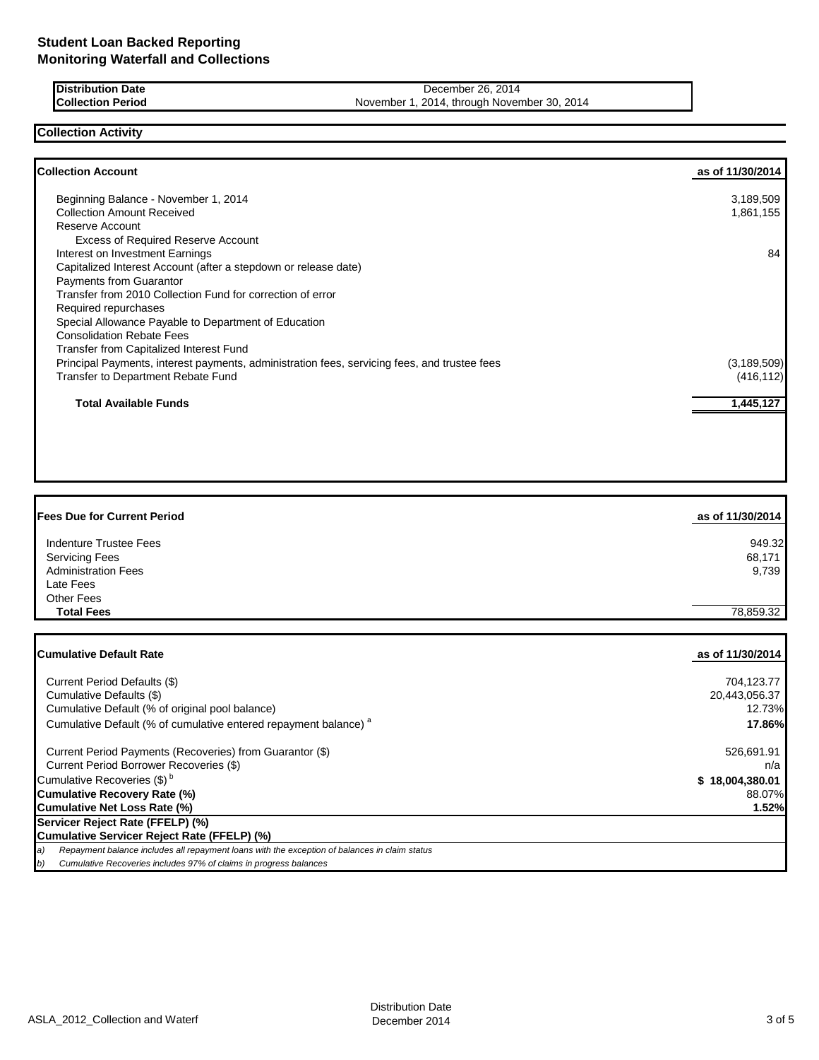# Student Loan Backed Reporting
## Monitoring Waterfall and Collections

| | |
|---|---|
| **Distribution Date** | December 26, 2014 |
| **Collection Period** | November 1, 2014, through November 30, 2014 |

## Collection Activity

| **Collection Account** | **as of 11/30/2014** |
|---|---|
| Beginning Balance - November 1, 2014 | 3,189,509 |
| Collection Amount Received | 1,861,155 |
| Reserve Account | |
| Excess of Required Reserve Account | |
| Interest on Investment Earnings | 84 |
| Capitalized Interest Account (after a stepdown or release date) | |
| Payments from Guarantor | |
| Transfer from 2010 Collection Fund for correction of error | |
| Required repurchases | |
| Special Allowance Payable to Department of Education | |
| Consolidation Rebate Fees | |
| Transfer from Capitalized Interest Fund | |
| Principal Payments, interest payments, administration fees, servicing fees, and trustee fees | (3,189,509) |
| Transfer to Department Rebate Fund | (416,112) |
| **Total Available Funds** | **1,445,127** |

| **Fees Due for Current Period** | **as of 11/30/2014** |
|---|---|
| Indenture Trustee Fees | 949.32 |
| Servicing Fees | 68,171 |
| Administration Fees | 9,739 |
| Late Fees | |
| Other Fees | |
| **Total Fees** | 78,859.32 |

| **Cumulative Default Rate** | **as of 11/30/2014** |
|---|---|
| Current Period Defaults ($) | 704,123.77 |
| Cumulative Defaults ($) | 20,443,056.37 |
| Cumulative Default (% of original pool balance) | 12.73% |
| Cumulative Default (% of cumulative entered repayment balance) [a] | **17.86%** |
| Current Period Payments (Recoveries) from Guarantor ($) | 526,691.91 |
| Current Period Borrower Recoveries ($) | n/a |
| Cumulative Recoveries ($) [b] | **$ 18,004,380.01** |
| **Cumulative Recovery Rate (%)** | 88.07% |
| **Cumulative Net Loss Rate (%)** | **1.52%** |
| **Servicer Reject Rate (FFELP) (%)** | |
| **Cumulative Servicer Reject Rate (FFELP) (%)** | |

*a) Repayment balance includes all repayment loans with the exception of balances in claim status*

*b) Cumulative Recoveries includes 97% of claims in progress balances*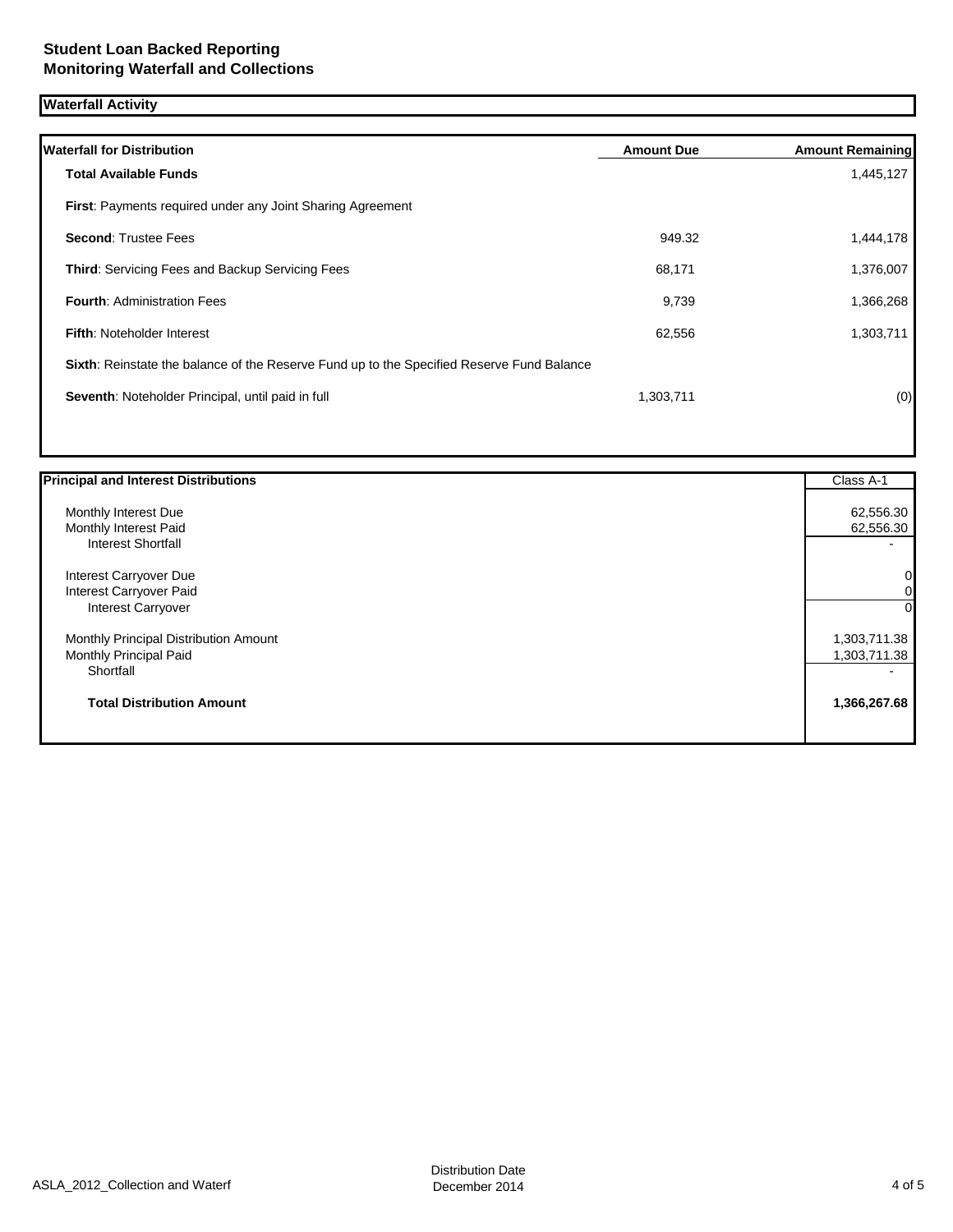## Student Loan Backed Reporting
## Monitoring Waterfall and Collections

### Waterfall Activity

| Waterfall for Distribution | Amount Due | Amount Remaining |
|---|---|---|
| **Total Available Funds** | | 1,445,127 |
| **First**: Payments required under any Joint Sharing Agreement | | |
| **Second**: Trustee Fees | 949.32 | 1,444,178 |
| **Third**: Servicing Fees and Backup Servicing Fees | 68,171 | 1,376,007 |
| **Fourth**: Administration Fees | 9,739 | 1,366,268 |
| **Fifth**: Noteholder Interest | 62,556 | 1,303,711 |
| **Sixth**: Reinstate the balance of the Reserve Fund up to the Specified Reserve Fund Balance | | |
| **Seventh**: Noteholder Principal, until paid in full | 1,303,711 | (0) |

| Principal and Interest Distributions | Class A-1 |
|---|---|
| Monthly Interest Due | 62,556.30 |
| Monthly Interest Paid | 62,556.30 |
| Interest Shortfall | - |
| Interest Carryover Due | 0 |
| Interest Carryover Paid | 0 |
| Interest Carryover | 0 |
| Monthly Principal Distribution Amount | 1,303,711.38 |
| Monthly Principal Paid | 1,303,711.38 |
| Shortfall | - |
| **Total Distribution Amount** | **1,366,267.68** |

ASLA_2012_Collection and Waterf

Distribution Date
December 2014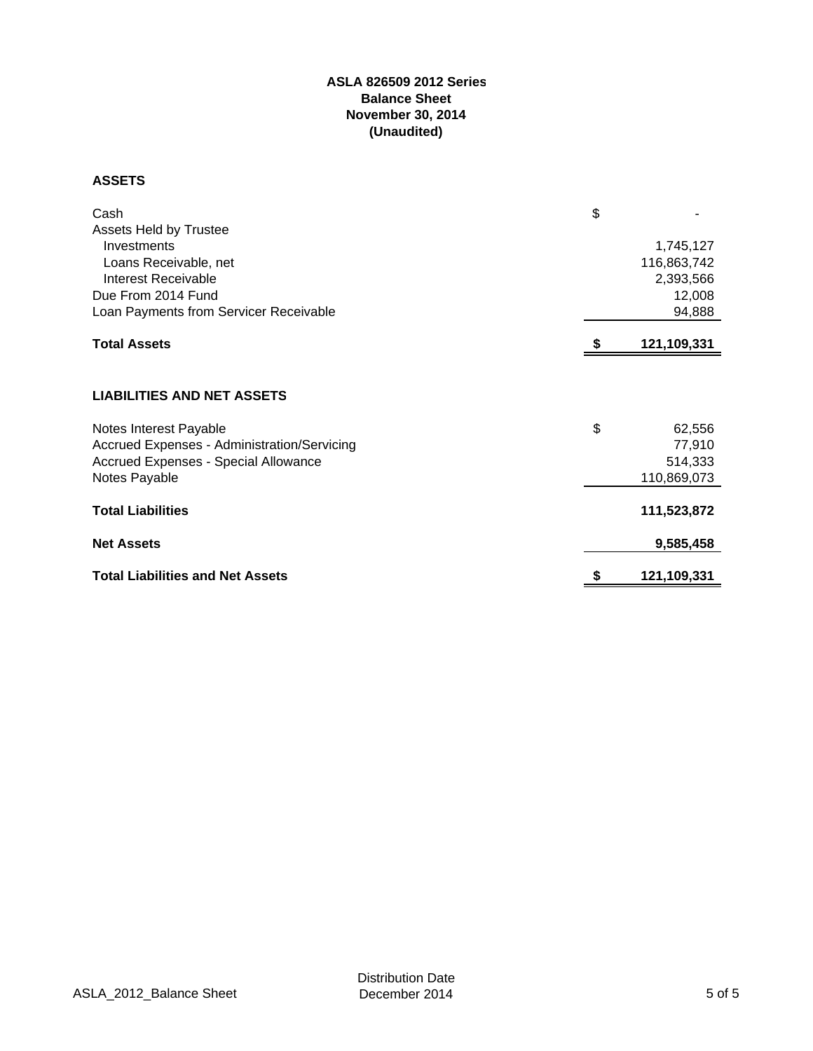# ASLA 826509 2012 Series
## Balance Sheet
## November 30, 2014
## (Unaudited)

### ASSETS

| | | |
|---|---|---|
| Cash | $ | - |
| Assets Held by Trustee | | |
| Investments | | 1,745,127 |
| Loans Receivable, net | | 116,863,742 |
| Interest Receivable | | 2,393,566 |
| Due From 2014 Fund | | 12,008 |
| Loan Payments from Servicer Receivable | | 94,888 |
| **Total Assets** | **$** | **121,109,331** |

### LIABILITIES AND NET ASSETS

| | | |
|---|---|---|
| Notes Interest Payable | $ | 62,556 |
| Accrued Expenses - Administration/Servicing | | 77,910 |
| Accrued Expenses - Special Allowance | | 514,333 |
| Notes Payable | | 110,869,073 |
| **Total Liabilities** | | **111,523,872** |
| **Net Assets** | | **9,585,458** |
| **Total Liabilities and Net Assets** | **$** | **121,109,331** |

ASLA_2012_Balance Sheet

Distribution Date
December 2014